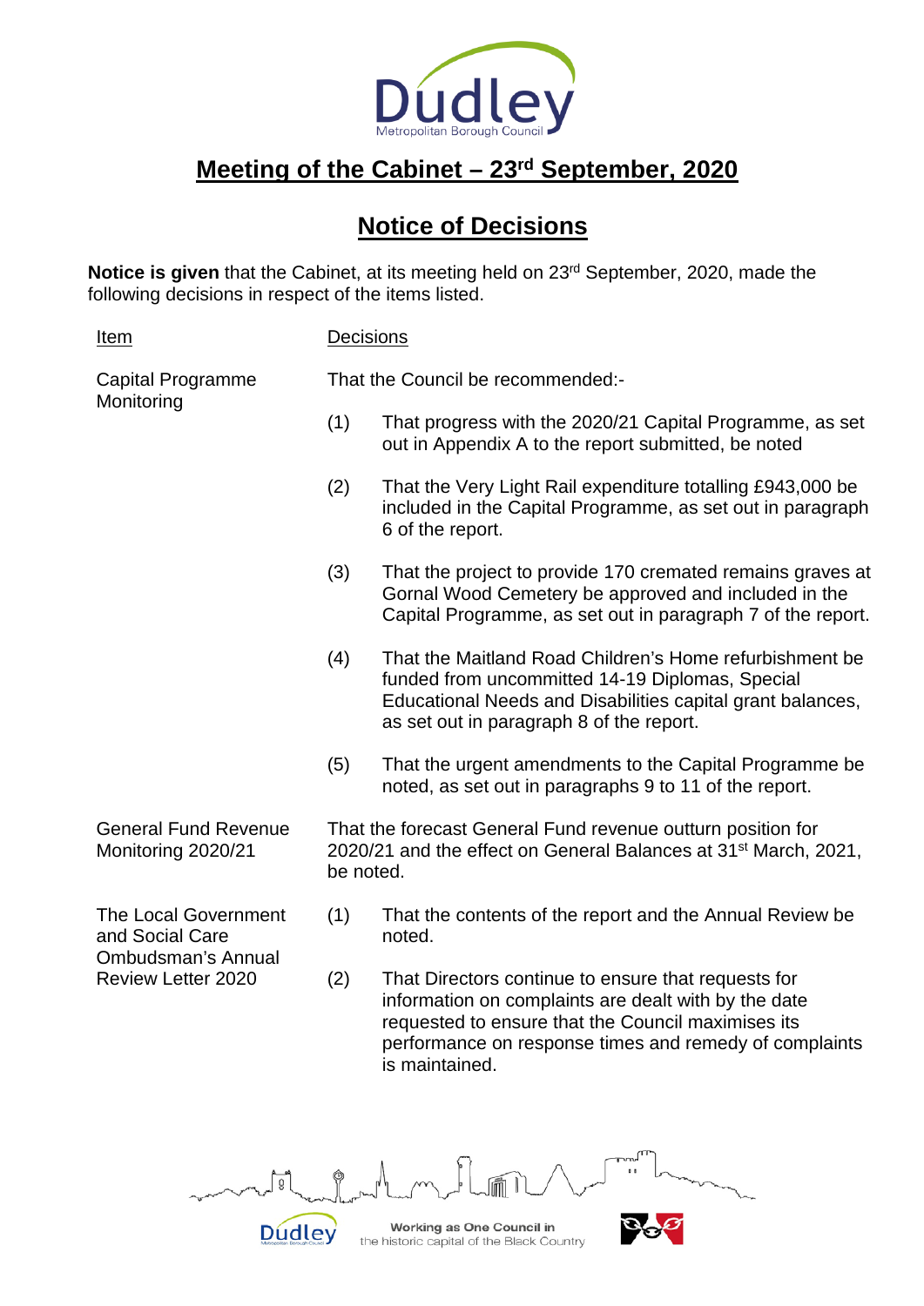# Meeting of the Cabinet – 23rd September, 2020

## Notice of Decisions

**Notice is given** that the Cabinet, at its meeting held on 23rd September, 2020, made the following decisions in respect of the items listed.

| Item | Decisions |
|---|---|
| Capital Programme Monitoring | That the Council be recommended:-<br><br>(1) That progress with the 2020/21 Capital Programme, as set out in Appendix A to the report submitted, be noted<br><br>(2) That the Very Light Rail expenditure totalling £943,000 be included in the Capital Programme, as set out in paragraph 6 of the report.<br><br>(3) That the project to provide 170 cremated remains graves at Gornal Wood Cemetery be approved and included in the Capital Programme, as set out in paragraph 7 of the report.<br><br>(4) That the Maitland Road Children's Home refurbishment be funded from uncommitted 14-19 Diplomas, Special Educational Needs and Disabilities capital grant balances, as set out in paragraph 8 of the report.<br><br>(5) That the urgent amendments to the Capital Programme be noted, as set out in paragraphs 9 to 11 of the report. |
| General Fund Revenue Monitoring 2020/21 | That the forecast General Fund revenue outturn position for 2020/21 and the effect on General Balances at 31st March, 2021, be noted. |
| The Local Government and Social Care Ombudsman's Annual Review Letter 2020 | (1) That the contents of the report and the Annual Review be noted.<br><br>(2) That Directors continue to ensure that requests for information on complaints are dealt with by the date requested to ensure that the Council maximises its performance on response times and remedy of complaints is maintained. |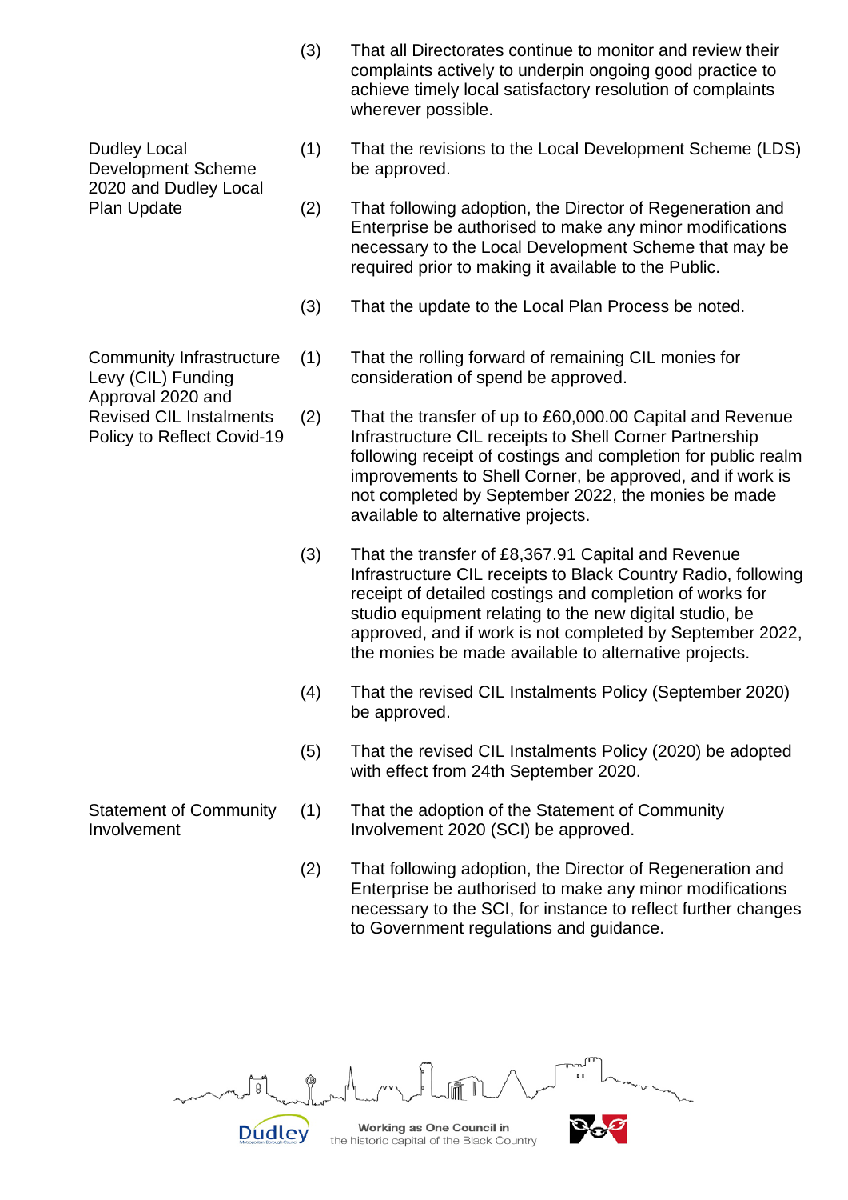| | | |
|---|---|---|
| | (3) | That all Directorates continue to monitor and review their complaints actively to underpin ongoing good practice to achieve timely local satisfactory resolution of complaints wherever possible. |
| Dudley Local Development Scheme 2020 and Dudley Local Plan Update | (1) | That the revisions to the Local Development Scheme (LDS) be approved. |
| | (2) | That following adoption, the Director of Regeneration and Enterprise be authorised to make any minor modifications necessary to the Local Development Scheme that may be required prior to making it available to the Public. |
| | (3) | That the update to the Local Plan Process be noted. |
| Community Infrastructure Levy (CIL) Funding Approval 2020 and Revised CIL Instalments Policy to Reflect Covid-19 | (1) | That the rolling forward of remaining CIL monies for consideration of spend be approved. |
| | (2) | That the transfer of up to £60,000.00 Capital and Revenue Infrastructure CIL receipts to Shell Corner Partnership following receipt of costings and completion for public realm improvements to Shell Corner, be approved, and if work is not completed by September 2022, the monies be made available to alternative projects. |
| | (3) | That the transfer of £8,367.91 Capital and Revenue Infrastructure CIL receipts to Black Country Radio, following receipt of detailed costings and completion of works for studio equipment relating to the new digital studio, be approved, and if work is not completed by September 2022, the monies be made available to alternative projects. |
| | (4) | That the revised CIL Instalments Policy (September 2020) be approved. |
| | (5) | That the revised CIL Instalments Policy (2020) be adopted with effect from 24th September 2020. |
| Statement of Community Involvement | (1) | That the adoption of the Statement of Community Involvement 2020 (SCI) be approved. |
| | (2) | That following adoption, the Director of Regeneration and Enterprise be authorised to make any minor modifications necessary to the SCI, for instance to reflect further changes to Government regulations and guidance. |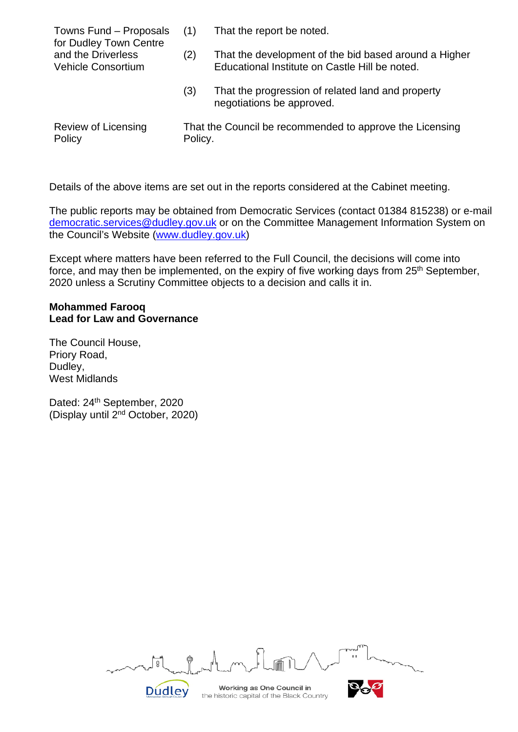| | |
|---|---|
| Towns Fund – Proposals for Dudley Town Centre and the Driverless Vehicle Consortium | (1) That the report be noted.<br><br>(2) That the development of the bid based around a Higher Educational Institute on Castle Hill be noted.<br><br>(3) That the progression of related land and property negotiations be approved. |
| Review of Licensing Policy | That the Council be recommended to approve the Licensing Policy. |

Details of the above items are set out in the reports considered at the Cabinet meeting.

The public reports may be obtained from Democratic Services (contact 01384 815238) or e-mail democratic.services@dudley.gov.uk or on the Committee Management Information System on the Council's Website (www.dudley.gov.uk)

Except where matters have been referred to the Full Council, the decisions will come into force, and may then be implemented, on the expiry of five working days from 25th September, 2020 unless a Scrutiny Committee objects to a decision and calls it in.

**Mohammed Farooq**
**Lead for Law and Governance**

The Council House,
Priory Road,
Dudley,
West Midlands

Dated: 24th September, 2020
(Display until 2nd October, 2020)

Working as One Council in the historic capital of the Black Country